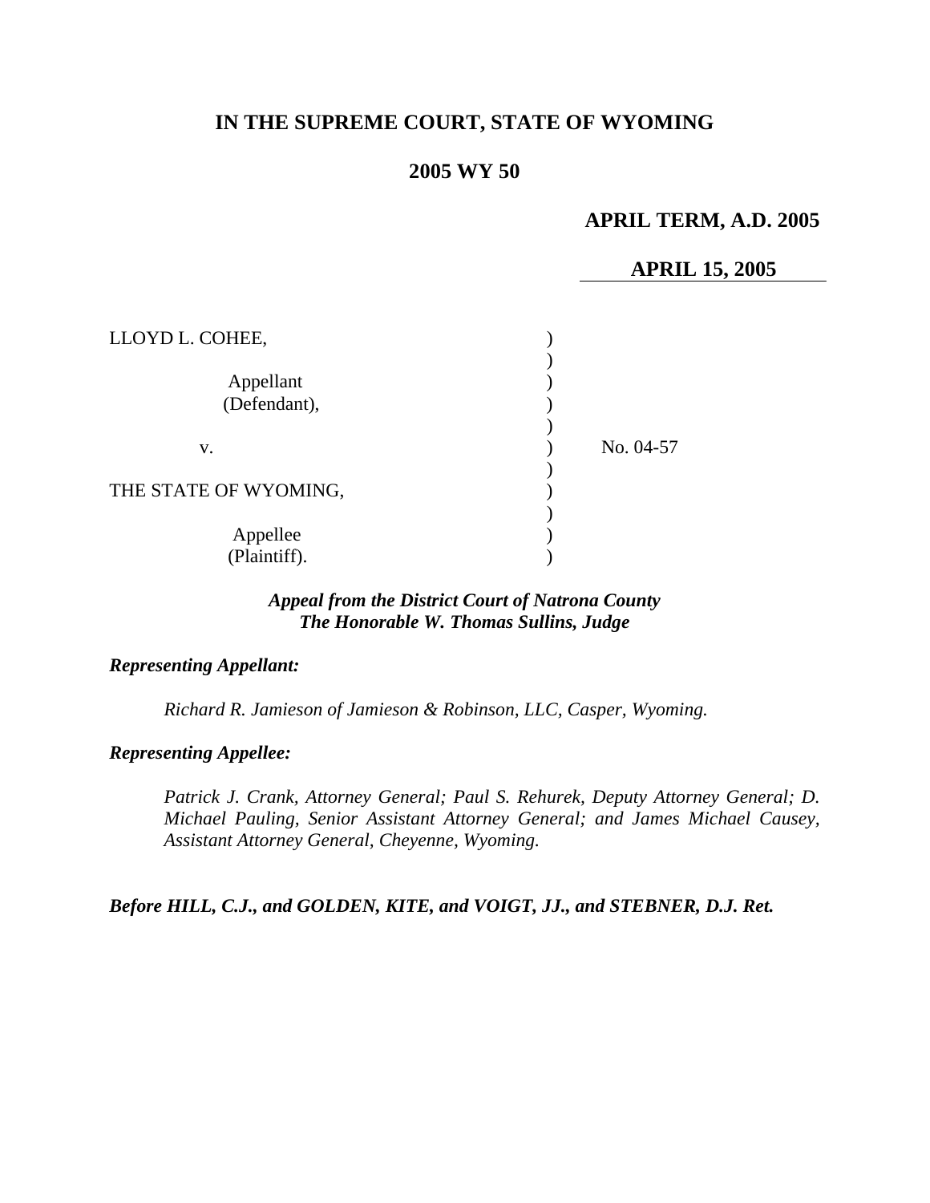**IN THE SUPREME COURT, STATE OF WYOMING**

**2005 WY 50**

**APRIL TERM, A.D. 2005**

**APRIL 15, 2005**

| | | |
|---|---|---|
| LLOYD L. COHEE, | ) | |
| | ) | |
| Appellant | ) | |
| (Defendant), | ) | |
| | ) | |
| v. | ) | No. 04-57 |
| | ) | |
| THE STATE OF WYOMING, | ) | |
| | ) | |
| Appellee | ) | |
| (Plaintiff). | ) | |

***Appeal from the District Court of Natrona County***
***The Honorable W. Thomas Sullins, Judge***

***Representing Appellant:***

*Richard R. Jamieson of Jamieson & Robinson, LLC, Casper, Wyoming.*

***Representing Appellee:***

*Patrick J. Crank, Attorney General; Paul S. Rehurek, Deputy Attorney General; D. Michael Pauling, Senior Assistant Attorney General; and James Michael Causey, Assistant Attorney General, Cheyenne, Wyoming.*

***Before HILL, C.J., and GOLDEN, KITE, and VOIGT, JJ., and STEBNER, D.J. Ret.***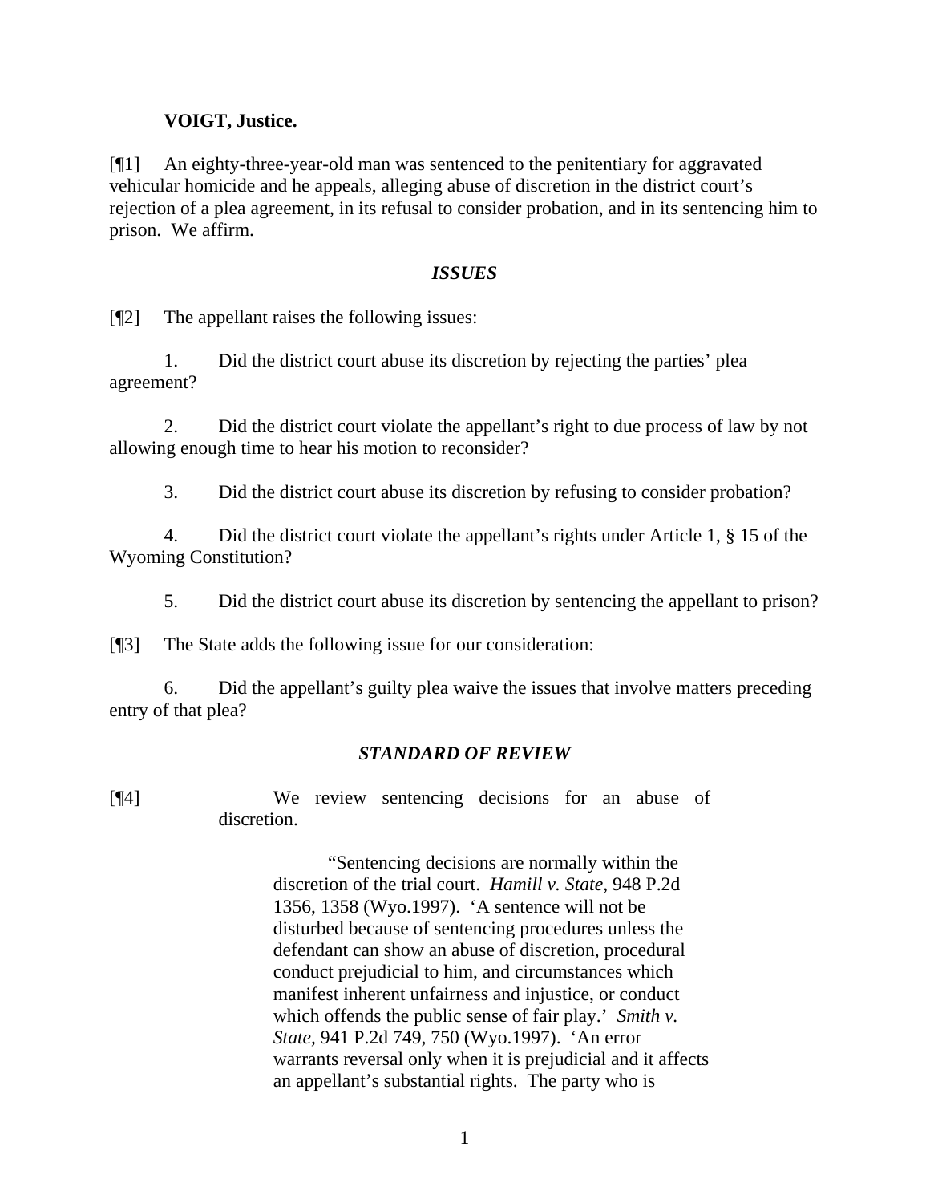**VOIGT, Justice.**

[¶1] An eighty-three-year-old man was sentenced to the penitentiary for aggravated vehicular homicide and he appeals, alleging abuse of discretion in the district court's rejection of a plea agreement, in its refusal to consider probation, and in its sentencing him to prison. We affirm.

## *ISSUES*

[¶2] The appellant raises the following issues:

1. Did the district court abuse its discretion by rejecting the parties' plea agreement?

2. Did the district court violate the appellant's right to due process of law by not allowing enough time to hear his motion to reconsider?

3. Did the district court abuse its discretion by refusing to consider probation?

4. Did the district court violate the appellant's rights under Article 1, § 15 of the Wyoming Constitution?

5. Did the district court abuse its discretion by sentencing the appellant to prison?

[¶3] The State adds the following issue for our consideration:

6. Did the appellant's guilty plea waive the issues that involve matters preceding entry of that plea?

## *STANDARD OF REVIEW*

[¶4] We review sentencing decisions for an abuse of discretion.

> "Sentencing decisions are normally within the discretion of the trial court. *Hamill v. State*, 948 P.2d 1356, 1358 (Wyo.1997). 'A sentence will not be disturbed because of sentencing procedures unless the defendant can show an abuse of discretion, procedural conduct prejudicial to him, and circumstances which manifest inherent unfairness and injustice, or conduct which offends the public sense of fair play.' *Smith v. State*, 941 P.2d 749, 750 (Wyo.1997). 'An error warrants reversal only when it is prejudicial and it affects an appellant's substantial rights. The party who is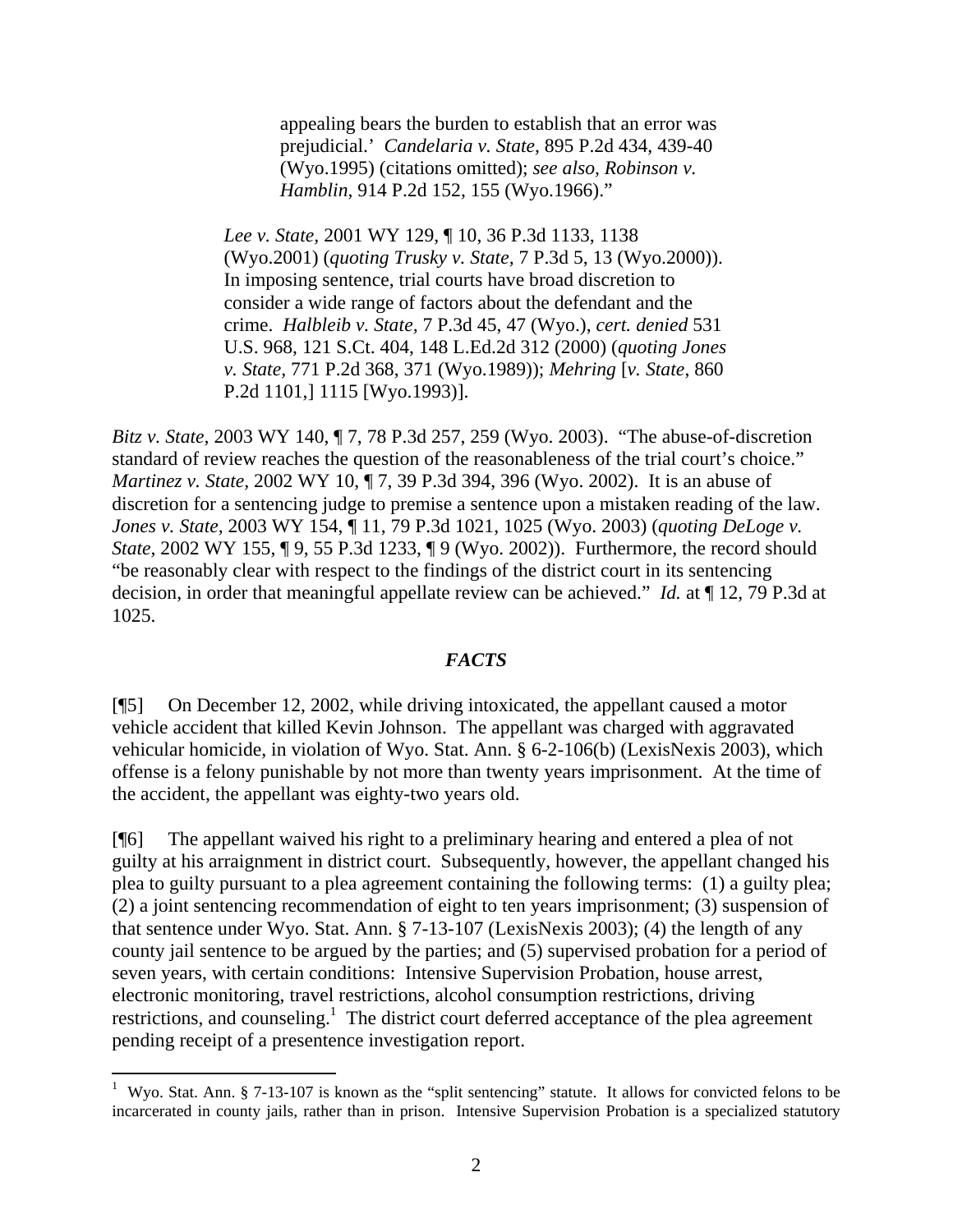> appealing bears the burden to establish that an error was prejudicial.' *Candelaria v. State,* 895 P.2d 434, 439-40 (Wyo.1995) (citations omitted); *see also, Robinson v. Hamblin,* 914 P.2d 152, 155 (Wyo.1966)."
>
> *Lee v. State*, 2001 WY 129, ¶ 10, 36 P.3d 1133, 1138 (Wyo.2001) (*quoting Trusky v. State,* 7 P.3d 5, 13 (Wyo.2000)). In imposing sentence, trial courts have broad discretion to consider a wide range of factors about the defendant and the crime. *Halbleib v. State*, 7 P.3d 45, 47 (Wyo.), *cert. denied* 531 U.S. 968, 121 S.Ct. 404, 148 L.Ed.2d 312 (2000) (*quoting Jones v. State*, 771 P.2d 368, 371 (Wyo.1989)); *Mehring* [*v. State*, 860 P.2d 1101,] 1115 [Wyo.1993)].

*Bitz v. State,* 2003 WY 140, ¶ 7, 78 P.3d 257, 259 (Wyo. 2003). "The abuse-of-discretion standard of review reaches the question of the reasonableness of the trial court's choice." *Martinez v. State,* 2002 WY 10, ¶ 7, 39 P.3d 394, 396 (Wyo. 2002). It is an abuse of discretion for a sentencing judge to premise a sentence upon a mistaken reading of the law. *Jones v. State*, 2003 WY 154, ¶ 11, 79 P.3d 1021, 1025 (Wyo. 2003) (*quoting DeLoge v. State*, 2002 WY 155, ¶ 9, 55 P.3d 1233, ¶ 9 (Wyo. 2002)). Furthermore, the record should "be reasonably clear with respect to the findings of the district court in its sentencing decision, in order that meaningful appellate review can be achieved." *Id.* at ¶ 12, 79 P.3d at 1025.

## *FACTS*

[¶5] On December 12, 2002, while driving intoxicated, the appellant caused a motor vehicle accident that killed Kevin Johnson. The appellant was charged with aggravated vehicular homicide, in violation of Wyo. Stat. Ann. § 6-2-106(b) (LexisNexis 2003), which offense is a felony punishable by not more than twenty years imprisonment. At the time of the accident, the appellant was eighty-two years old.

[¶6] The appellant waived his right to a preliminary hearing and entered a plea of not guilty at his arraignment in district court. Subsequently, however, the appellant changed his plea to guilty pursuant to a plea agreement containing the following terms: (1) a guilty plea; (2) a joint sentencing recommendation of eight to ten years imprisonment; (3) suspension of that sentence under Wyo. Stat. Ann. § 7-13-107 (LexisNexis 2003); (4) the length of any county jail sentence to be argued by the parties; and (5) supervised probation for a period of seven years, with certain conditions: Intensive Supervision Probation, house arrest, electronic monitoring, travel restrictions, alcohol consumption restrictions, driving restrictions, and counseling.[1] The district court deferred acceptance of the plea agreement pending receipt of a presentence investigation report.

[1] Wyo. Stat. Ann. § 7-13-107 is known as the "split sentencing" statute. It allows for convicted felons to be incarcerated in county jails, rather than in prison. Intensive Supervision Probation is a specialized statutory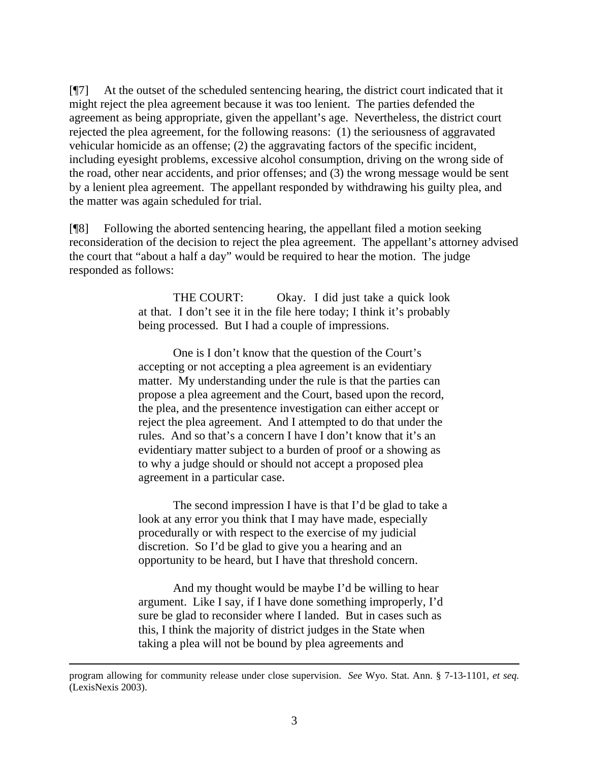[¶7] At the outset of the scheduled sentencing hearing, the district court indicated that it might reject the plea agreement because it was too lenient. The parties defended the agreement as being appropriate, given the appellant's age. Nevertheless, the district court rejected the plea agreement, for the following reasons: (1) the seriousness of aggravated vehicular homicide as an offense; (2) the aggravating factors of the specific incident, including eyesight problems, excessive alcohol consumption, driving on the wrong side of the road, other near accidents, and prior offenses; and (3) the wrong message would be sent by a lenient plea agreement. The appellant responded by withdrawing his guilty plea, and the matter was again scheduled for trial.

[¶8] Following the aborted sentencing hearing, the appellant filed a motion seeking reconsideration of the decision to reject the plea agreement. The appellant's attorney advised the court that "about a half a day" would be required to hear the motion. The judge responded as follows:

> THE COURT: Okay. I did just take a quick look at that. I don't see it in the file here today; I think it's probably being processed. But I had a couple of impressions.
>
> One is I don't know that the question of the Court's accepting or not accepting a plea agreement is an evidentiary matter. My understanding under the rule is that the parties can propose a plea agreement and the Court, based upon the record, the plea, and the presentence investigation can either accept or reject the plea agreement. And I attempted to do that under the rules. And so that's a concern I have I don't know that it's an evidentiary matter subject to a burden of proof or a showing as to why a judge should or should not accept a proposed plea agreement in a particular case.
>
> The second impression I have is that I'd be glad to take a look at any error you think that I may have made, especially procedurally or with respect to the exercise of my judicial discretion. So I'd be glad to give you a hearing and an opportunity to be heard, but I have that threshold concern.
>
> And my thought would be maybe I'd be willing to hear argument. Like I say, if I have done something improperly, I'd sure be glad to reconsider where I landed. But in cases such as this, I think the majority of district judges in the State when taking a plea will not be bound by plea agreements and

---

program allowing for community release under close supervision. *See* Wyo. Stat. Ann. § 7-13-1101, *et seq.* (LexisNexis 2003).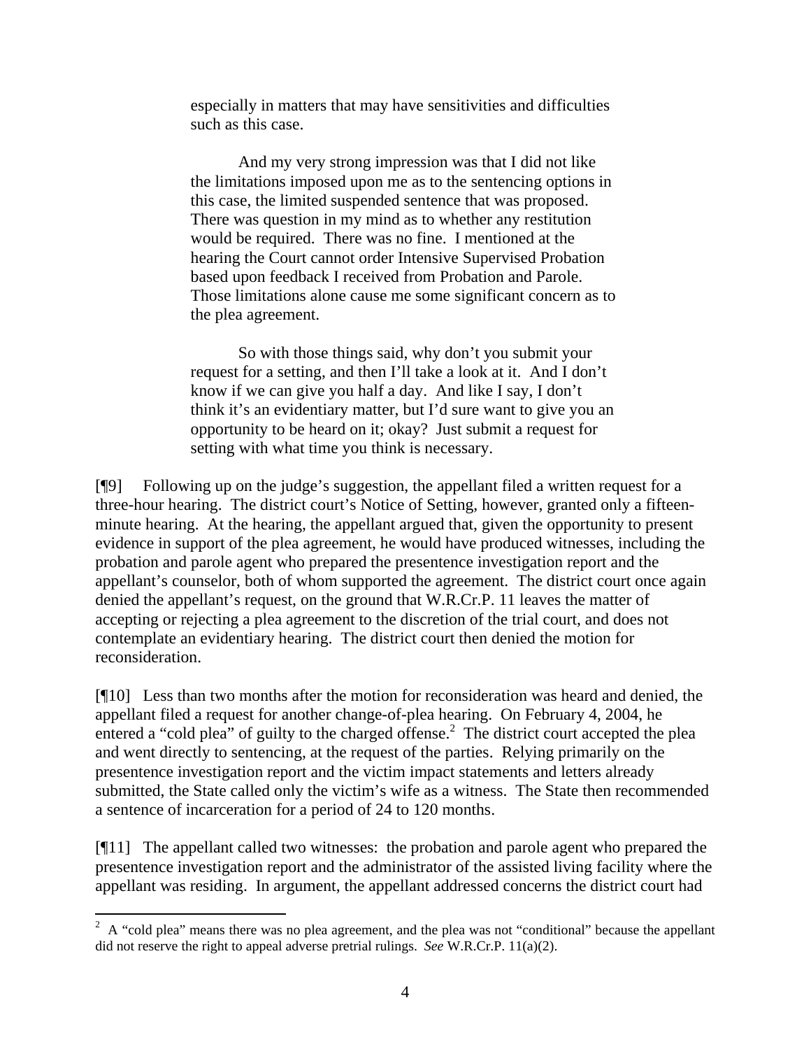> especially in matters that may have sensitivities and difficulties such as this case.
>
> And my very strong impression was that I did not like the limitations imposed upon me as to the sentencing options in this case, the limited suspended sentence that was proposed. There was question in my mind as to whether any restitution would be required. There was no fine. I mentioned at the hearing the Court cannot order Intensive Supervised Probation based upon feedback I received from Probation and Parole. Those limitations alone cause me some significant concern as to the plea agreement.
>
> So with those things said, why don't you submit your request for a setting, and then I'll take a look at it. And I don't know if we can give you half a day. And like I say, I don't think it's an evidentiary matter, but I'd sure want to give you an opportunity to be heard on it; okay? Just submit a request for setting with what time you think is necessary.

[¶9] Following up on the judge's suggestion, the appellant filed a written request for a three-hour hearing. The district court's Notice of Setting, however, granted only a fifteen-minute hearing. At the hearing, the appellant argued that, given the opportunity to present evidence in support of the plea agreement, he would have produced witnesses, including the probation and parole agent who prepared the presentence investigation report and the appellant's counselor, both of whom supported the agreement. The district court once again denied the appellant's request, on the ground that W.R.Cr.P. 11 leaves the matter of accepting or rejecting a plea agreement to the discretion of the trial court, and does not contemplate an evidentiary hearing. The district court then denied the motion for reconsideration.

[¶10] Less than two months after the motion for reconsideration was heard and denied, the appellant filed a request for another change-of-plea hearing. On February 4, 2004, he entered a "cold plea" of guilty to the charged offense.[2] The district court accepted the plea and went directly to sentencing, at the request of the parties. Relying primarily on the presentence investigation report and the victim impact statements and letters already submitted, the State called only the victim's wife as a witness. The State then recommended a sentence of incarceration for a period of 24 to 120 months.

[¶11] The appellant called two witnesses: the probation and parole agent who prepared the presentence investigation report and the administrator of the assisted living facility where the appellant was residing. In argument, the appellant addressed concerns the district court had

---

[2] A "cold plea" means there was no plea agreement, and the plea was not "conditional" because the appellant did not reserve the right to appeal adverse pretrial rulings. *See* W.R.Cr.P. 11(a)(2).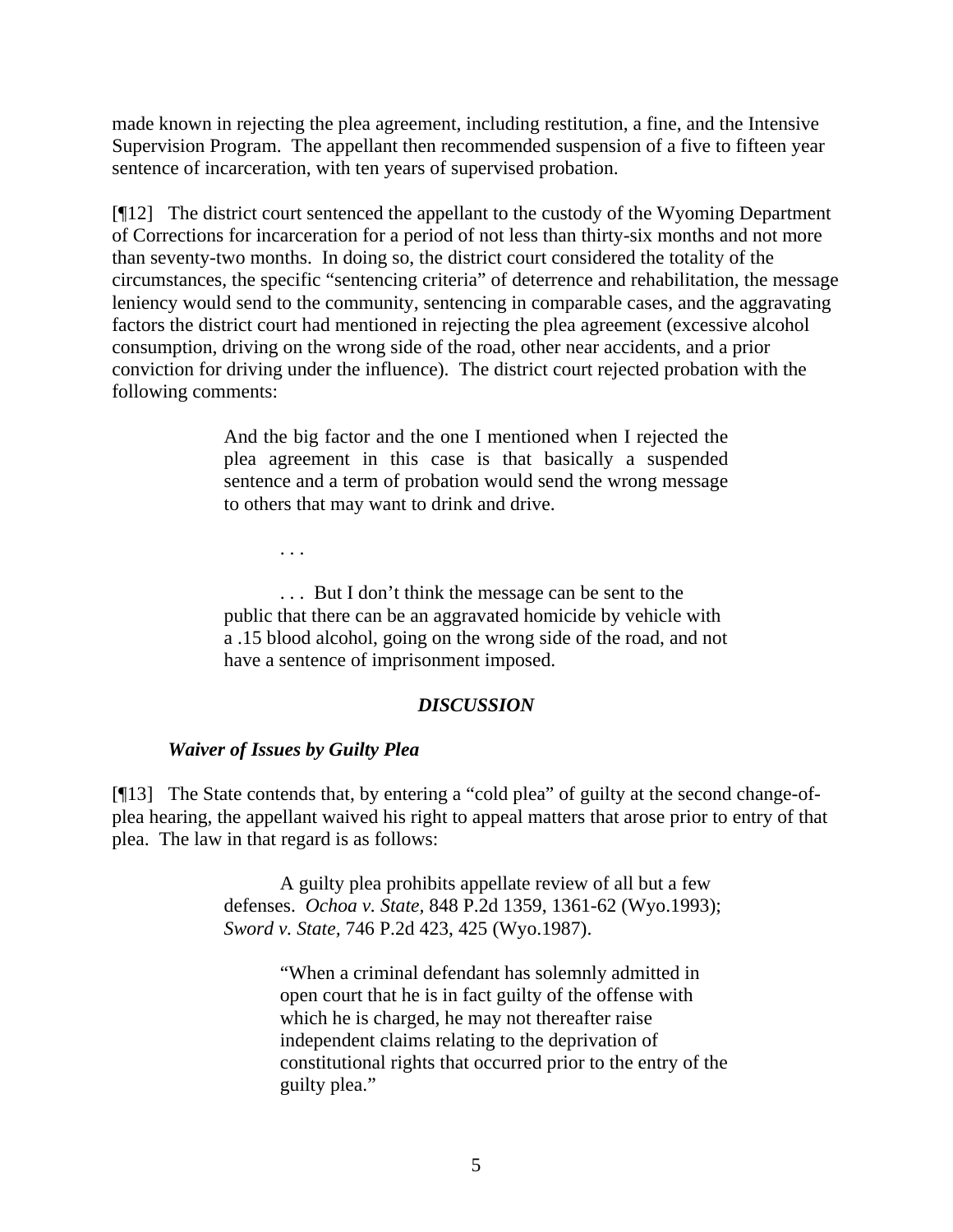made known in rejecting the plea agreement, including restitution, a fine, and the Intensive Supervision Program. The appellant then recommended suspension of a five to fifteen year sentence of incarceration, with ten years of supervised probation.

[¶12] The district court sentenced the appellant to the custody of the Wyoming Department of Corrections for incarceration for a period of not less than thirty-six months and not more than seventy-two months. In doing so, the district court considered the totality of the circumstances, the specific "sentencing criteria" of deterrence and rehabilitation, the message leniency would send to the community, sentencing in comparable cases, and the aggravating factors the district court had mentioned in rejecting the plea agreement (excessive alcohol consumption, driving on the wrong side of the road, other near accidents, and a prior conviction for driving under the influence). The district court rejected probation with the following comments:

> And the big factor and the one I mentioned when I rejected the plea agreement in this case is that basically a suspended sentence and a term of probation would send the wrong message to others that may want to drink and drive.
>
> . . .
>
> . . . But I don't think the message can be sent to the public that there can be an aggravated homicide by vehicle with a .15 blood alcohol, going on the wrong side of the road, and not have a sentence of imprisonment imposed.

### *DISCUSSION*

#### *Waiver of Issues by Guilty Plea*

[¶13] The State contends that, by entering a "cold plea" of guilty at the second change-of-plea hearing, the appellant waived his right to appeal matters that arose prior to entry of that plea. The law in that regard is as follows:

> A guilty plea prohibits appellate review of all but a few defenses. *Ochoa v. State,* 848 P.2d 1359, 1361-62 (Wyo.1993); *Sword v. State*, 746 P.2d 423, 425 (Wyo.1987).
>
> > "When a criminal defendant has solemnly admitted in open court that he is in fact guilty of the offense with which he is charged, he may not thereafter raise independent claims relating to the deprivation of constitutional rights that occurred prior to the entry of the guilty plea."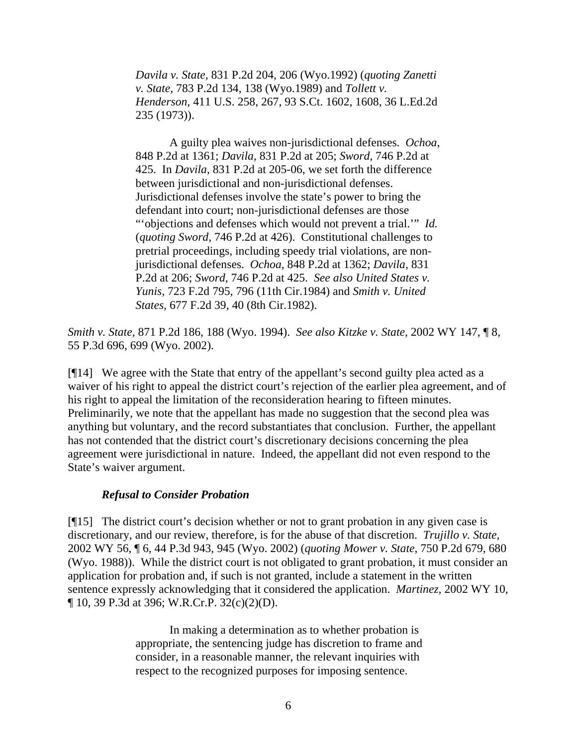> *Davila v. State,* 831 P.2d 204, 206 (Wyo.1992) (*quoting Zanetti v. State,* 783 P.2d 134, 138 (Wyo.1989) and *Tollett v. Henderson,* 411 U.S. 258, 267, 93 S.Ct. 1602, 1608, 36 L.Ed.2d 235 (1973)).
>
> A guilty plea waives non-jurisdictional defenses. *Ochoa,* 848 P.2d at 1361; *Davila,* 831 P.2d at 205; *Sword,* 746 P.2d at 425. In *Davila,* 831 P.2d at 205-06, we set forth the difference between jurisdictional and non-jurisdictional defenses. Jurisdictional defenses involve the state's power to bring the defendant into court; non-jurisdictional defenses are those "'objections and defenses which would not prevent a trial.'" *Id.* (*quoting Sword,* 746 P.2d at 426). Constitutional challenges to pretrial proceedings, including speedy trial violations, are non-jurisdictional defenses. *Ochoa,* 848 P.2d at 1362; *Davila,* 831 P.2d at 206; *Sword,* 746 P.2d at 425. *See also United States v. Yunis,* 723 F.2d 795, 796 (11th Cir.1984) and *Smith v. United States,* 677 F.2d 39, 40 (8th Cir.1982).

*Smith v. State,* 871 P.2d 186, 188 (Wyo. 1994). *See also Kitzke v. State,* 2002 WY 147, ¶ 8, 55 P.3d 696, 699 (Wyo. 2002).

[¶14] We agree with the State that entry of the appellant's second guilty plea acted as a waiver of his right to appeal the district court's rejection of the earlier plea agreement, and of his right to appeal the limitation of the reconsideration hearing to fifteen minutes. Preliminarily, we note that the appellant has made no suggestion that the second plea was anything but voluntary, and the record substantiates that conclusion. Further, the appellant has not contended that the district court's discretionary decisions concerning the plea agreement were jurisdictional in nature. Indeed, the appellant did not even respond to the State's waiver argument.

***Refusal to Consider Probation***

[¶15] The district court's decision whether or not to grant probation in any given case is discretionary, and our review, therefore, is for the abuse of that discretion. *Trujillo v. State,* 2002 WY 56, ¶ 6, 44 P.3d 943, 945 (Wyo. 2002) (*quoting Mower v. State,* 750 P.2d 679, 680 (Wyo. 1988)). While the district court is not obligated to grant probation, it must consider an application for probation and, if such is not granted, include a statement in the written sentence expressly acknowledging that it considered the application. *Martinez,* 2002 WY 10, ¶ 10, 39 P.3d at 396; W.R.Cr.P. 32(c)(2)(D).

> In making a determination as to whether probation is appropriate, the sentencing judge has discretion to frame and consider, in a reasonable manner, the relevant inquiries with respect to the recognized purposes for imposing sentence.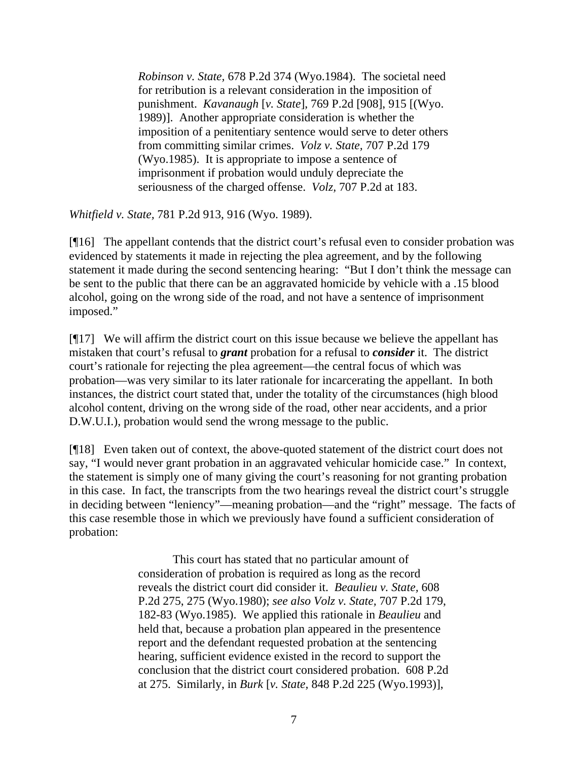> *Robinson v. State*, 678 P.2d 374 (Wyo.1984). The societal need for retribution is a relevant consideration in the imposition of punishment. *Kavanaugh* [*v. State*], 769 P.2d [908], 915 [(Wyo. 1989)]. Another appropriate consideration is whether the imposition of a penitentiary sentence would serve to deter others from committing similar crimes. *Volz v. State*, 707 P.2d 179 (Wyo.1985). It is appropriate to impose a sentence of imprisonment if probation would unduly depreciate the seriousness of the charged offense. *Volz*, 707 P.2d at 183.

*Whitfield v. State*, 781 P.2d 913, 916 (Wyo. 1989).

[¶16] The appellant contends that the district court's refusal even to consider probation was evidenced by statements it made in rejecting the plea agreement, and by the following statement it made during the second sentencing hearing: "But I don't think the message can be sent to the public that there can be an aggravated homicide by vehicle with a .15 blood alcohol, going on the wrong side of the road, and not have a sentence of imprisonment imposed."

[¶17] We will affirm the district court on this issue because we believe the appellant has mistaken that court's refusal to ***grant*** probation for a refusal to ***consider*** it. The district court's rationale for rejecting the plea agreement—the central focus of which was probation—was very similar to its later rationale for incarcerating the appellant. In both instances, the district court stated that, under the totality of the circumstances (high blood alcohol content, driving on the wrong side of the road, other near accidents, and a prior D.W.U.I.), probation would send the wrong message to the public.

[¶18] Even taken out of context, the above-quoted statement of the district court does not say, "I would never grant probation in an aggravated vehicular homicide case." In context, the statement is simply one of many giving the court's reasoning for not granting probation in this case. In fact, the transcripts from the two hearings reveal the district court's struggle in deciding between "leniency"—meaning probation—and the "right" message. The facts of this case resemble those in which we previously have found a sufficient consideration of probation:

> This court has stated that no particular amount of consideration of probation is required as long as the record reveals the district court did consider it. *Beaulieu v. State*, 608 P.2d 275, 275 (Wyo.1980); *see also Volz v. State*, 707 P.2d 179, 182-83 (Wyo.1985). We applied this rationale in *Beaulieu* and held that, because a probation plan appeared in the presentence report and the defendant requested probation at the sentencing hearing, sufficient evidence existed in the record to support the conclusion that the district court considered probation. 608 P.2d at 275. Similarly, in *Burk* [*v. State*, 848 P.2d 225 (Wyo.1993)],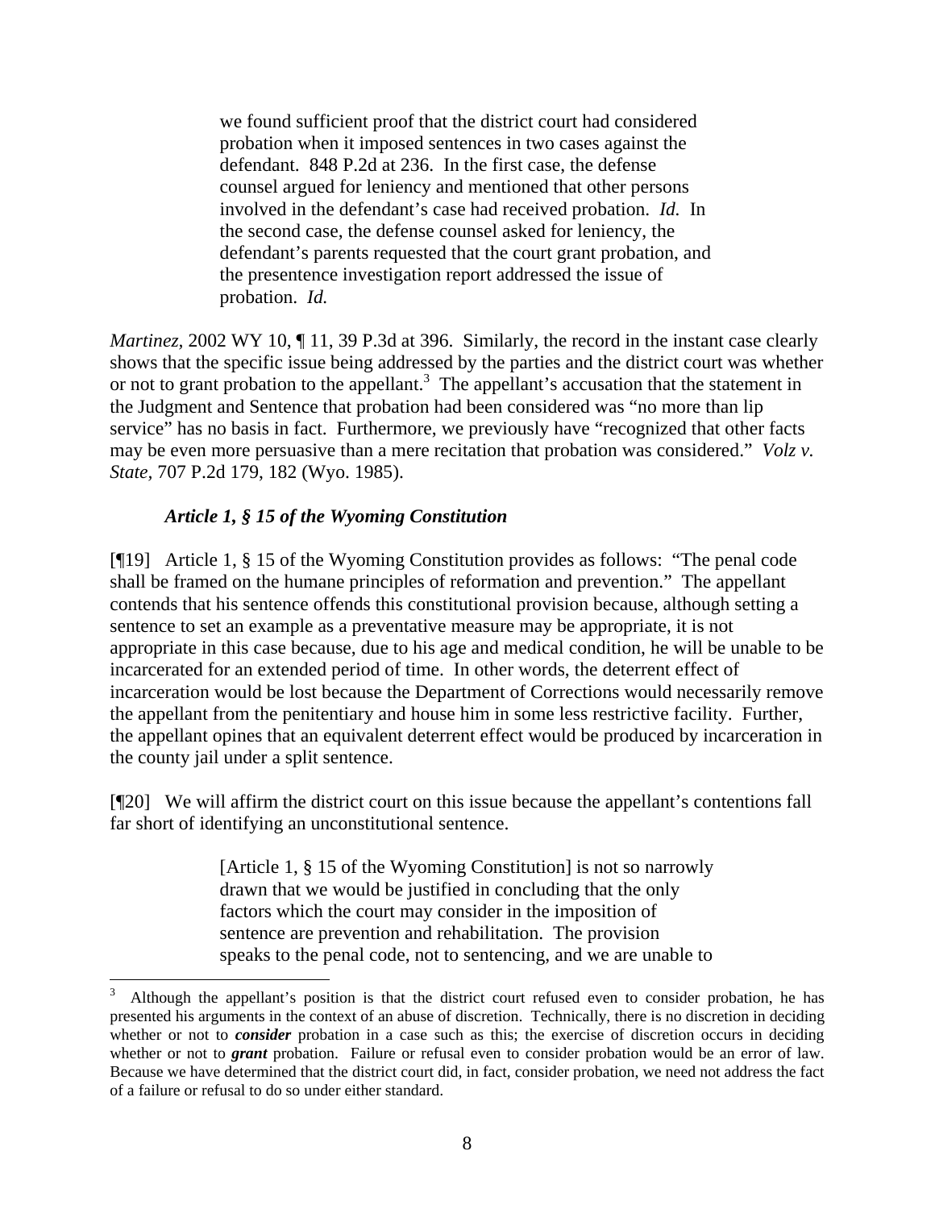> we found sufficient proof that the district court had considered probation when it imposed sentences in two cases against the defendant. 848 P.2d at 236. In the first case, the defense counsel argued for leniency and mentioned that other persons involved in the defendant's case had received probation. *Id.* In the second case, the defense counsel asked for leniency, the defendant's parents requested that the court grant probation, and the presentence investigation report addressed the issue of probation. *Id.*

*Martinez*, 2002 WY 10, ¶ 11, 39 P.3d at 396. Similarly, the record in the instant case clearly shows that the specific issue being addressed by the parties and the district court was whether or not to grant probation to the appellant.[3] The appellant's accusation that the statement in the Judgment and Sentence that probation had been considered was "no more than lip service" has no basis in fact. Furthermore, we previously have "recognized that other facts may be even more persuasive than a mere recitation that probation was considered." *Volz v. State*, 707 P.2d 179, 182 (Wyo. 1985).

***Article 1, § 15 of the Wyoming Constitution***

[¶19] Article 1, § 15 of the Wyoming Constitution provides as follows: "The penal code shall be framed on the humane principles of reformation and prevention." The appellant contends that his sentence offends this constitutional provision because, although setting a sentence to set an example as a preventative measure may be appropriate, it is not appropriate in this case because, due to his age and medical condition, he will be unable to be incarcerated for an extended period of time. In other words, the deterrent effect of incarceration would be lost because the Department of Corrections would necessarily remove the appellant from the penitentiary and house him in some less restrictive facility. Further, the appellant opines that an equivalent deterrent effect would be produced by incarceration in the county jail under a split sentence.

[¶20] We will affirm the district court on this issue because the appellant's contentions fall far short of identifying an unconstitutional sentence.

> [Article 1, § 15 of the Wyoming Constitution] is not so narrowly drawn that we would be justified in concluding that the only factors which the court may consider in the imposition of sentence are prevention and rehabilitation. The provision speaks to the penal code, not to sentencing, and we are unable to

---

[3] Although the appellant's position is that the district court refused even to consider probation, he has presented his arguments in the context of an abuse of discretion. Technically, there is no discretion in deciding whether or not to ***consider*** probation in a case such as this; the exercise of discretion occurs in deciding whether or not to ***grant*** probation. Failure or refusal even to consider probation would be an error of law. Because we have determined that the district court did, in fact, consider probation, we need not address the fact of a failure or refusal to do so under either standard.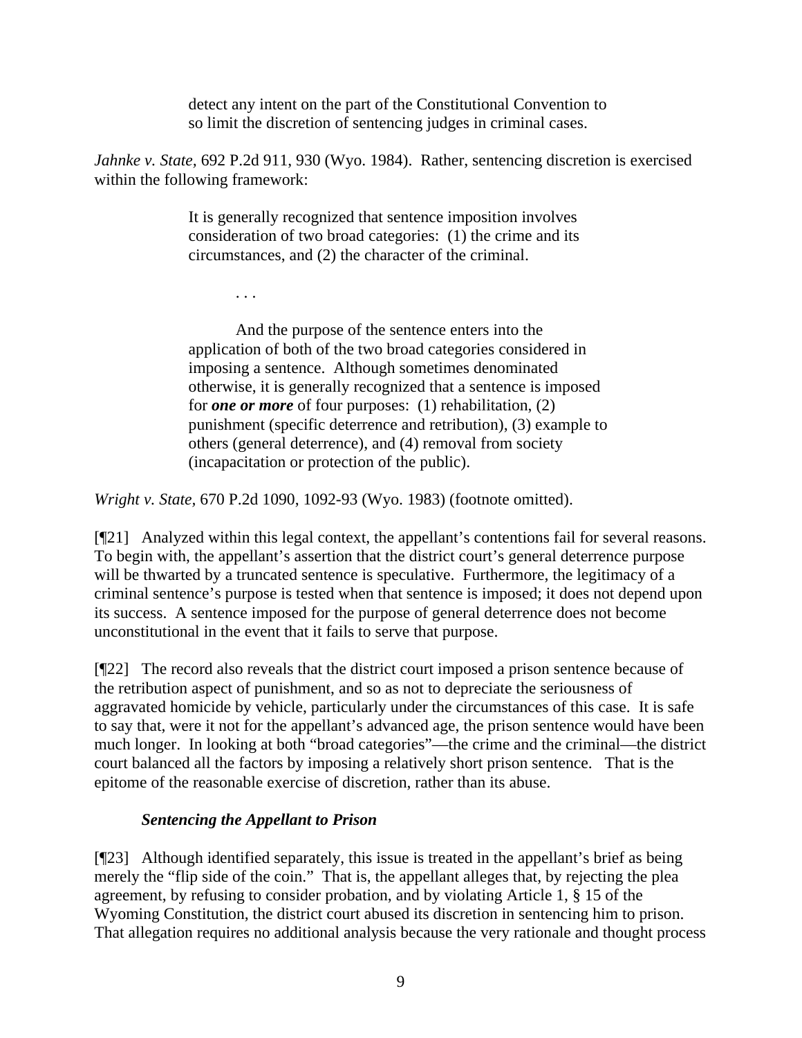> detect any intent on the part of the Constitutional Convention to so limit the discretion of sentencing judges in criminal cases.

*Jahnke v. State,* 692 P.2d 911, 930 (Wyo. 1984). Rather, sentencing discretion is exercised within the following framework:

> It is generally recognized that sentence imposition involves consideration of two broad categories: (1) the crime and its circumstances, and (2) the character of the criminal.
>
> . . .
>
> And the purpose of the sentence enters into the application of both of the two broad categories considered in imposing a sentence. Although sometimes denominated otherwise, it is generally recognized that a sentence is imposed for ***one or more*** of four purposes: (1) rehabilitation, (2) punishment (specific deterrence and retribution), (3) example to others (general deterrence), and (4) removal from society (incapacitation or protection of the public).

*Wright v. State,* 670 P.2d 1090, 1092-93 (Wyo. 1983) (footnote omitted).

[¶21] Analyzed within this legal context, the appellant's contentions fail for several reasons. To begin with, the appellant's assertion that the district court's general deterrence purpose will be thwarted by a truncated sentence is speculative. Furthermore, the legitimacy of a criminal sentence's purpose is tested when that sentence is imposed; it does not depend upon its success. A sentence imposed for the purpose of general deterrence does not become unconstitutional in the event that it fails to serve that purpose.

[¶22] The record also reveals that the district court imposed a prison sentence because of the retribution aspect of punishment, and so as not to depreciate the seriousness of aggravated homicide by vehicle, particularly under the circumstances of this case. It is safe to say that, were it not for the appellant's advanced age, the prison sentence would have been much longer. In looking at both "broad categories"—the crime and the criminal—the district court balanced all the factors by imposing a relatively short prison sentence. That is the epitome of the reasonable exercise of discretion, rather than its abuse.

### *Sentencing the Appellant to Prison*

[¶23] Although identified separately, this issue is treated in the appellant's brief as being merely the "flip side of the coin." That is, the appellant alleges that, by rejecting the plea agreement, by refusing to consider probation, and by violating Article 1, § 15 of the Wyoming Constitution, the district court abused its discretion in sentencing him to prison. That allegation requires no additional analysis because the very rationale and thought process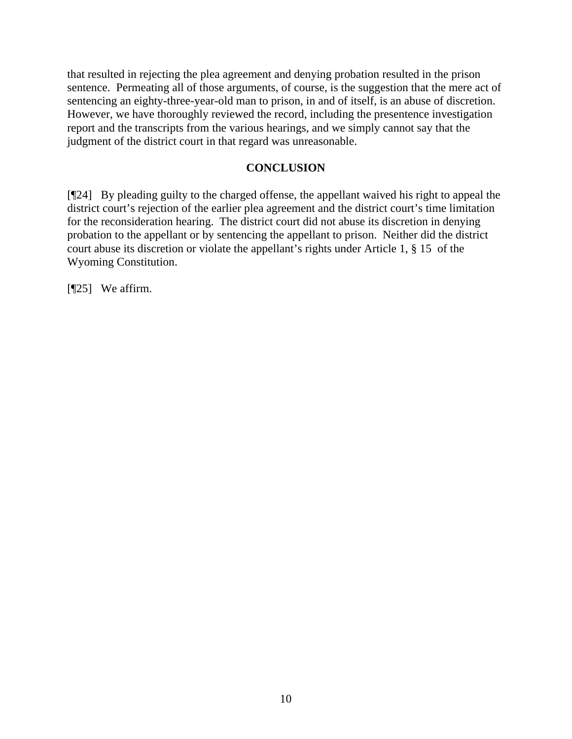that resulted in rejecting the plea agreement and denying probation resulted in the prison sentence. Permeating all of those arguments, of course, is the suggestion that the mere act of sentencing an eighty-three-year-old man to prison, in and of itself, is an abuse of discretion. However, we have thoroughly reviewed the record, including the presentence investigation report and the transcripts from the various hearings, and we simply cannot say that the judgment of the district court in that regard was unreasonable.

## CONCLUSION

[¶24] By pleading guilty to the charged offense, the appellant waived his right to appeal the district court's rejection of the earlier plea agreement and the district court's time limitation for the reconsideration hearing. The district court did not abuse its discretion in denying probation to the appellant or by sentencing the appellant to prison. Neither did the district court abuse its discretion or violate the appellant's rights under Article 1, § 15 of the Wyoming Constitution.

[¶25] We affirm.